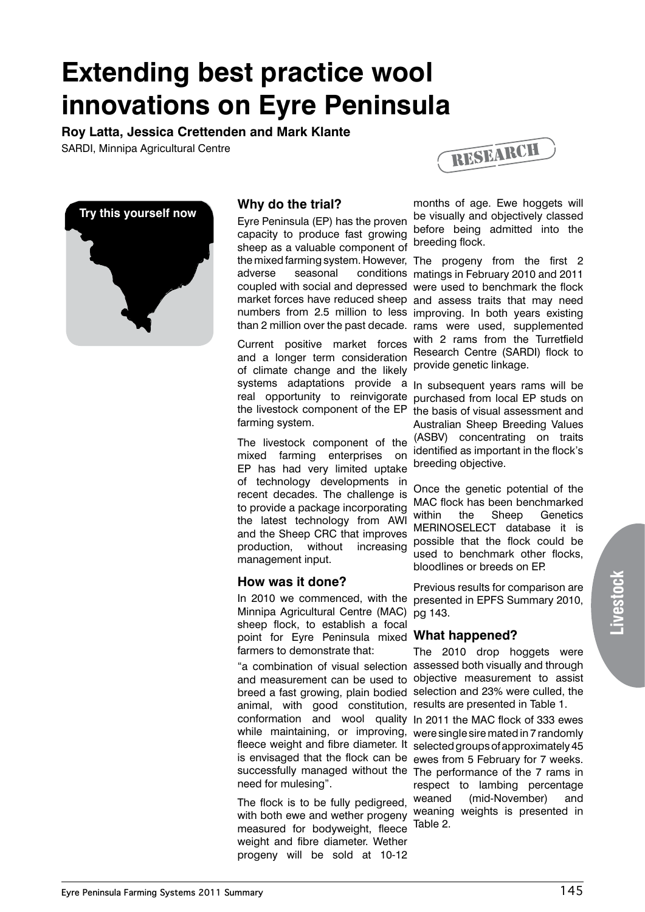# Extending best practice wool innovations on Eyre Peninsula

**Roy Latta, Jessica Crettenden and Mark Klante**

SARDI, Minnipa Agricultural Centre

RESEARCH

**Try this yourself now**

## Why do the trial?

Eyre Peninsula (EP) has the proven capacity to produce fast growing sheep as a valuable component of the mixed farming system. However, adverse seasonal conditions coupled with social and depressed market forces have reduced sheep numbers from 2.5 million to less than 2 million over the past decade.

Current positive market forces and a longer term consideration of climate change and the likely systems adaptations provide a real opportunity to reinvigorate the livestock component of the EP farming system.

The livestock component of the mixed farming enterprises on EP has had very limited uptake of technology developments in recent decades. The challenge is to provide a package incorporating the latest technology from AWI and the Sheep CRC that improves production, without increasing management input.

## How was it done?

In 2010 we commenced, with the Minnipa Agricultural Centre (MAC) sheep flock, to establish a focal point for Eyre Peninsula mixed farmers to demonstrate that:

"a combination of visual selection and measurement can be used to breed a fast growing, plain bodied animal, with good constitution, conformation and wool quality while maintaining, or improving, fleece weight and fibre diameter. It is envisaged that the flock can be successfully managed without the need for mulesing".

The flock is to be fully pedigreed, with both ewe and wether progeny measured for bodyweight, fleece weight and fibre diameter. Wether progeny will be sold at 10-12 months of age. Ewe hoggets will be visually and objectively classed before being admitted into the breeding flock.

The progeny from the first 2 matings in February 2010 and 2011 were used to benchmark the flock and assess traits that may need improving. In both years existing rams were used, supplemented with 2 rams from the Turretfield Research Centre (SARDI) flock to provide genetic linkage.

In subsequent years rams will be purchased from local EP studs on the basis of visual assessment and Australian Sheep Breeding Values (ASBV) concentrating on traits identified as important in the flock's breeding objective.

Once the genetic potential of the MAC flock has been benchmarked within the Sheep Genetics MERINOSELECT database it is possible that the flock could be used to benchmark other flocks, bloodlines or breeds on EP.

Previous results for comparison are presented in EPFS Summary 2010, pg 143.

## What happened?

The 2010 drop hoggets were assessed both visually and through objective measurement to assist selection and 23% were culled, the results are presented in Table 1.

In 2011 the MAC flock of 333 ewes were single sire mated in 7 randomly selected groups of approximately 45 ewes from 5 February for 7 weeks. The performance of the 7 rams in respect to lambing percentage weaned (mid-November) and weaning weights is presented in Table 2.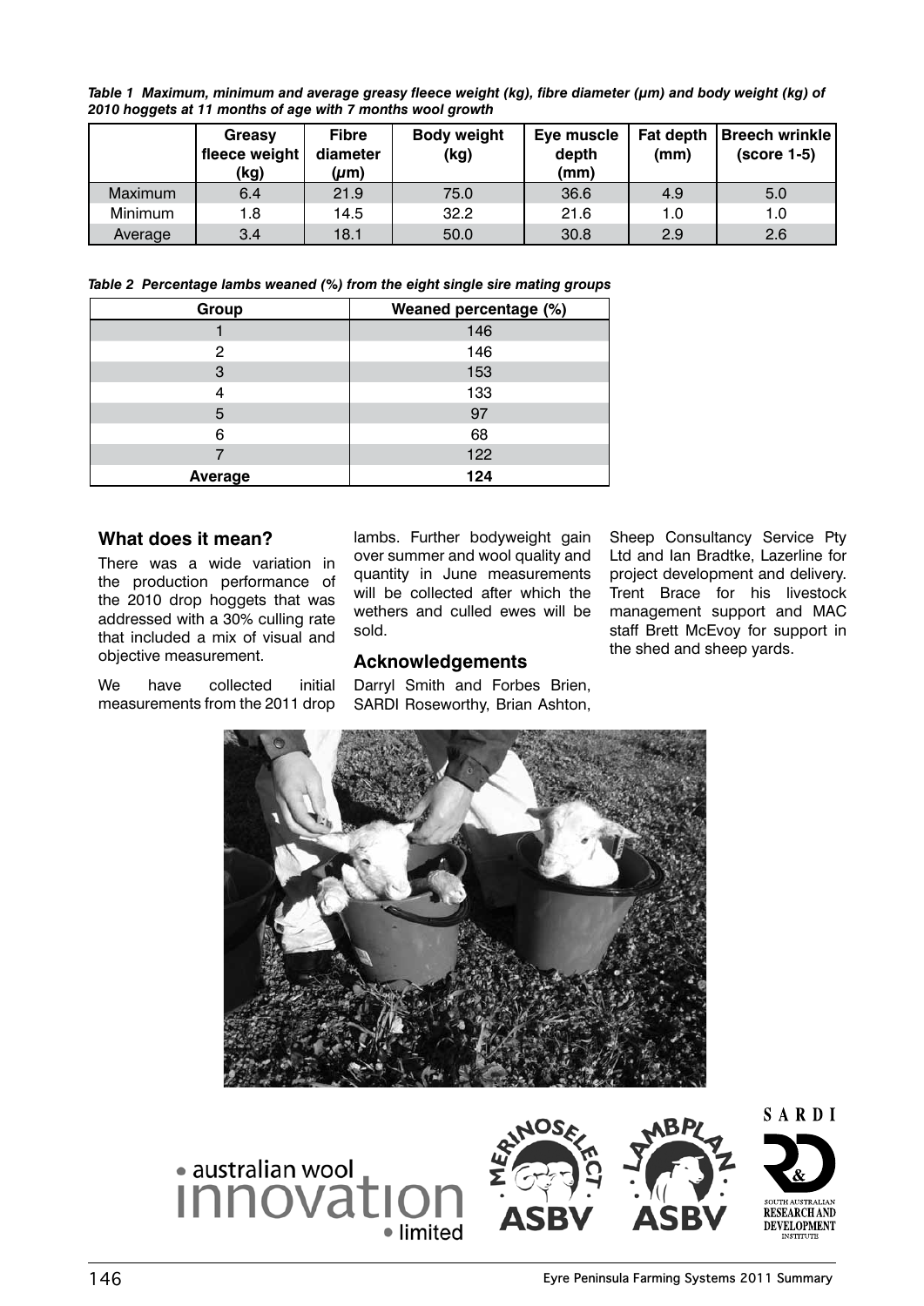*Table 1 Maximum, minimum and average greasy fleece weight (kg), fibre diameter (μm) and body weight (kg) of 2010 hoggets at 11 months of age with 7 months wool growth*

| | Greasy fleece weight (kg) | Fibre diameter (μm) | Body weight (kg) | Eye muscle depth (mm) | Fat depth (mm) | Breech wrinkle (score 1-5) |
|---|---|---|---|---|---|---|
| Maximum | 6.4 | 21.9 | 75.0 | 36.6 | 4.9 | 5.0 |
| Minimum | 1.8 | 14.5 | 32.2 | 21.6 | 1.0 | 1.0 |
| Average | 3.4 | 18.1 | 50.0 | 30.8 | 2.9 | 2.6 |

*Table 2 Percentage lambs weaned (%) from the eight single sire mating groups*

| Group | Weaned percentage (%) |
|---|---|
| 1 | 146 |
| 2 | 146 |
| 3 | 153 |
| 4 | 133 |
| 5 | 97 |
| 6 | 68 |
| 7 | 122 |
| **Average** | **124** |

## What does it mean?

There was a wide variation in the production performance of the 2010 drop hoggets that was addressed with a 30% culling rate that included a mix of visual and objective measurement.

We have collected initial measurements from the 2011 drop lambs. Further bodyweight gain over summer and wool quality and quantity in June measurements will be collected after which the wethers and culled ewes will be sold.

## Acknowledgements

Darryl Smith and Forbes Brien, SARDI Roseworthy, Brian Ashton, Sheep Consultancy Service Pty Ltd and Ian Bradtke, Lazerline for project development and delivery. Trent Brace for his livestock management support and MAC staff Brett McEvoy for support in the shed and sheep yards.